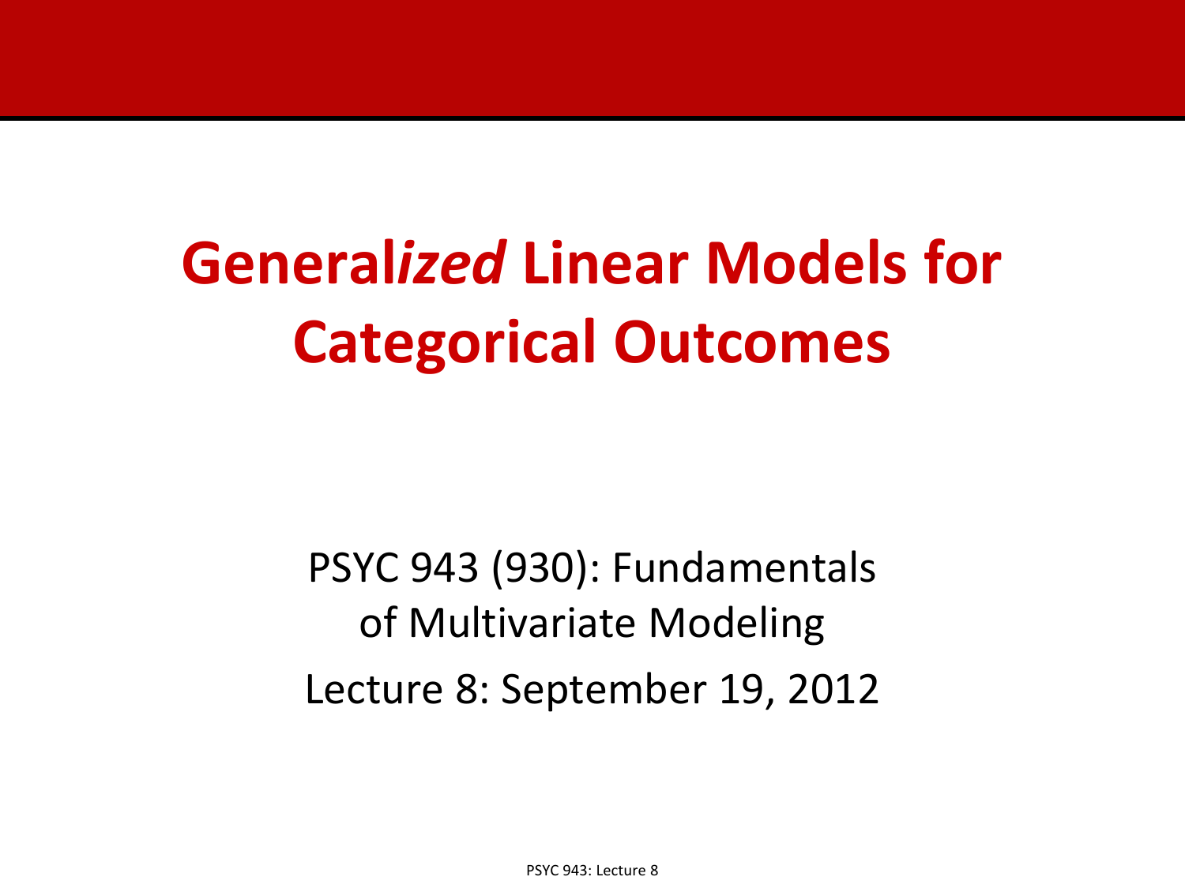# General*ized* Linear Models for Categorical Outcomes

PSYC 943 (930): Fundamentals of Multivariate Modeling

Lecture 8: September 19, 2012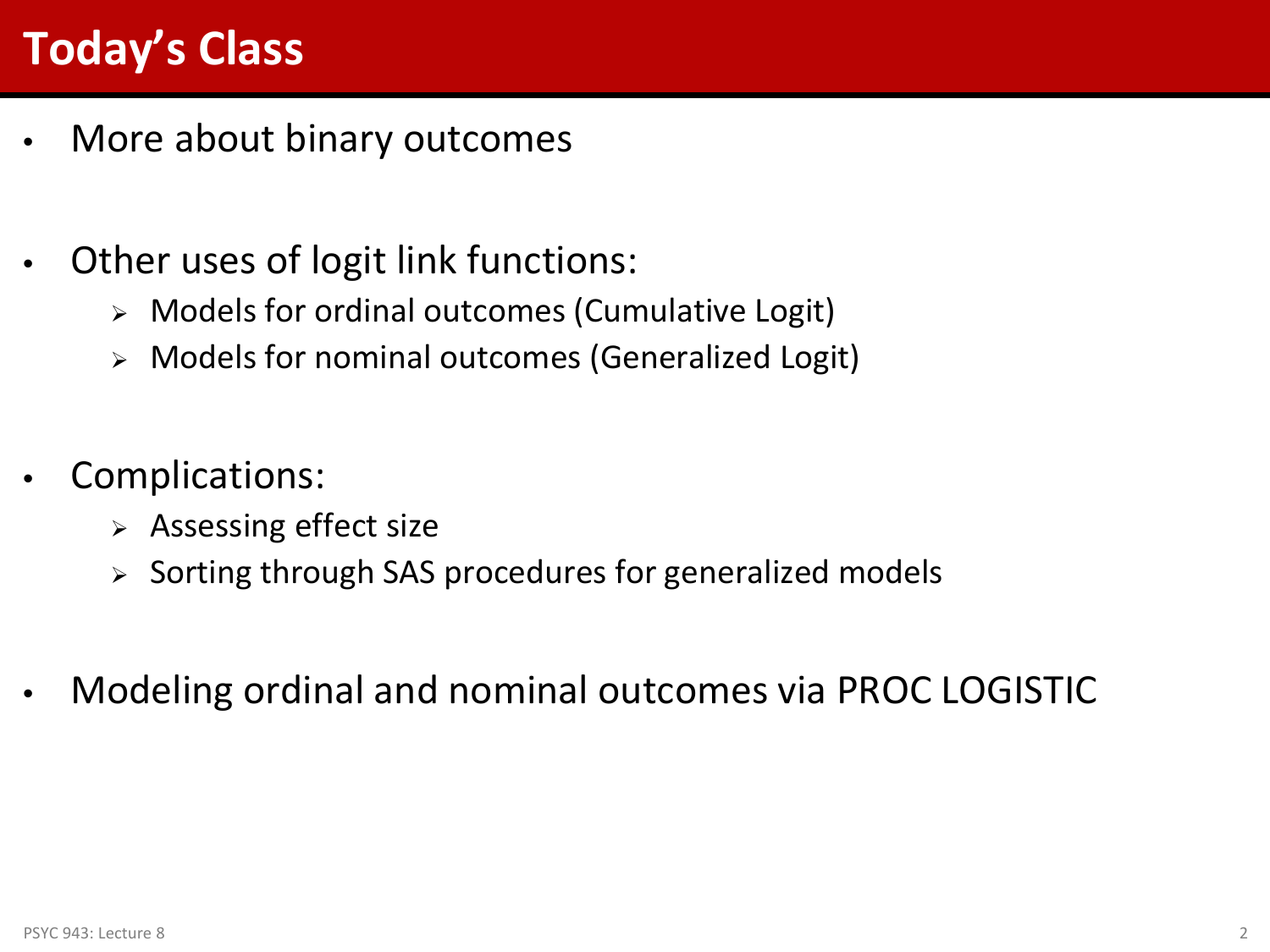# Today's Class

- More about binary outcomes
- Other uses of logit link functions:
  - Models for ordinal outcomes (Cumulative Logit)
  - Models for nominal outcomes (Generalized Logit)
- Complications:
  - Assessing effect size
  - Sorting through SAS procedures for generalized models
- Modeling ordinal and nominal outcomes via PROC LOGISTIC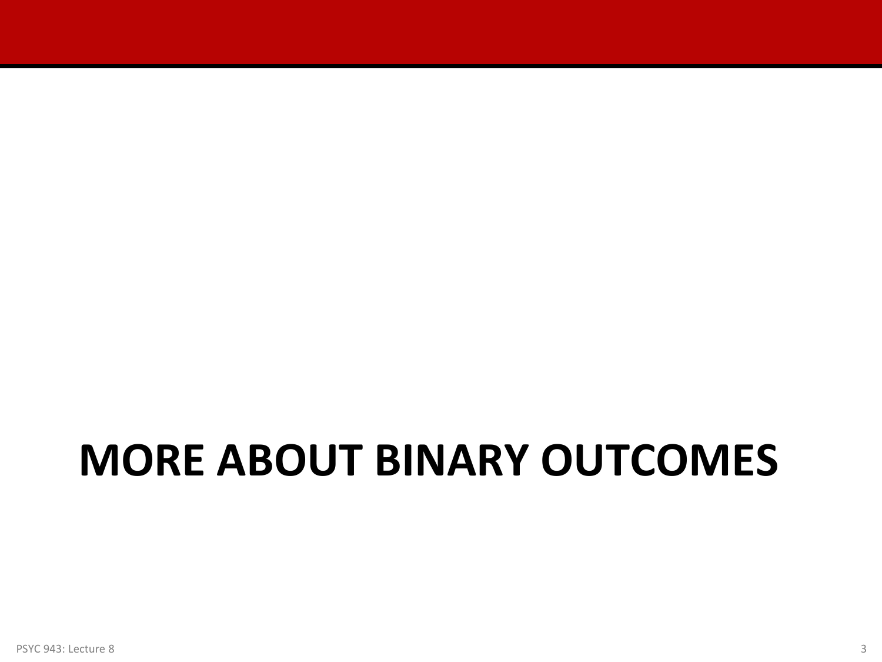# MORE ABOUT BINARY OUTCOMES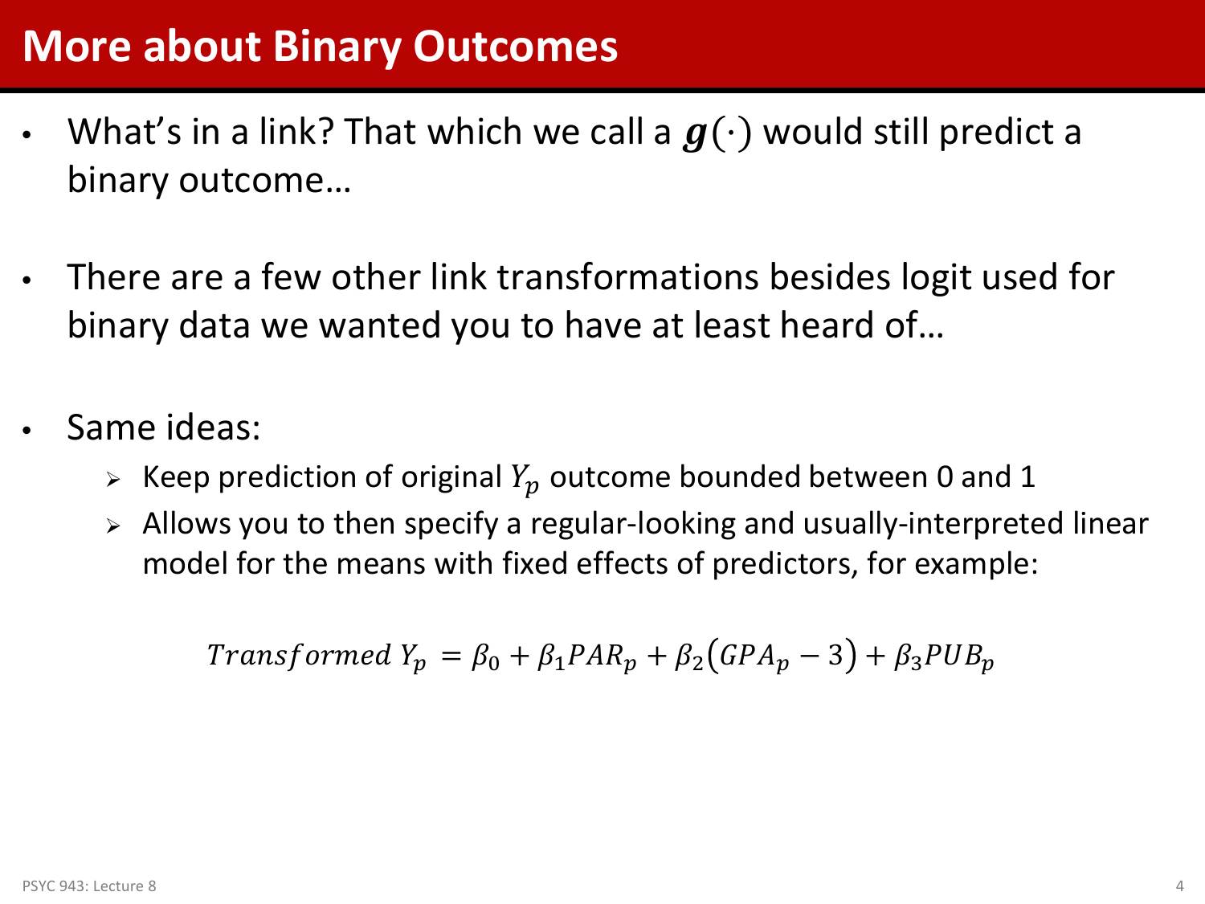# More about Binary Outcomes

- What's in a link? That which we call a $\boldsymbol{g}(\cdot)$ would still predict a binary outcome…

- There are a few other link transformations besides logit used for binary data we wanted you to have at least heard of…

- Same ideas:
  - Keep prediction of original $Y_p$ outcome bounded between 0 and 1
  - Allows you to then specify a regular-looking and usually-interpreted linear model for the means with fixed effects of predictors, for example:

$$Transformed\ Y_p = \beta_0 + \beta_1 PAR_p + \beta_2 (GPA_p - 3) + \beta_3 PUB_p$$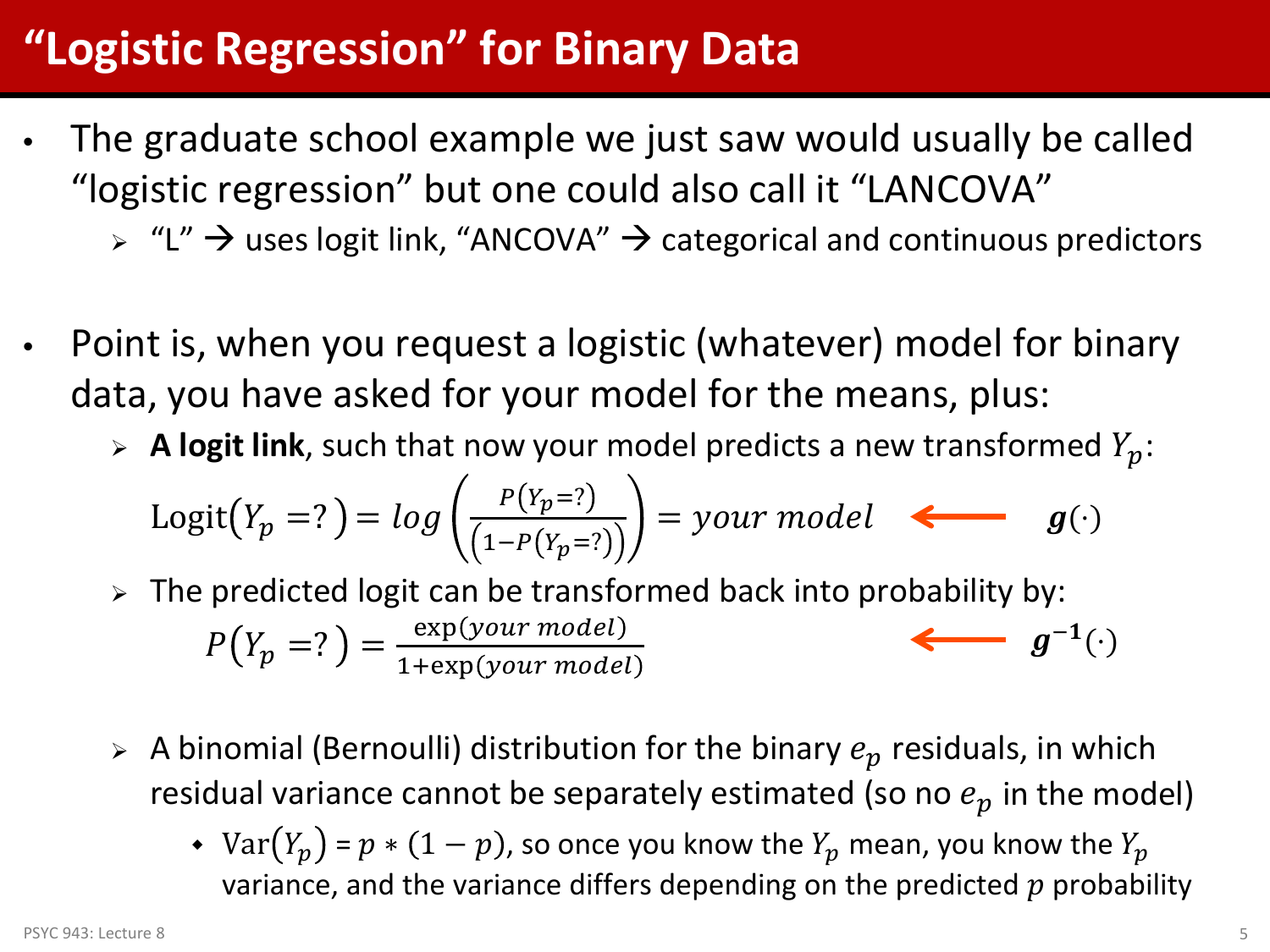# "Logistic Regression" for Binary Data

- The graduate school example we just saw would usually be called "logistic regression" but one could also call it "LANCOVA"
  - "L" → uses logit link, "ANCOVA" → categorical and continuous predictors

- Point is, when you request a logistic (whatever) model for binary data, you have asked for your model for the means, plus:
  - **A logit link**, such that now your model predicts a new transformed $Y_p$:

    $$\text{Logit}(Y_p = ?) = log\left(\frac{P(Y_p = ?)}{\left(1 - P(Y_p = ?)\right)}\right) = your\ model \quad \longleftarrow \quad \boldsymbol{g}(\cdot)$$

  - The predicted logit can be transformed back into probability by:

    $$P(Y_p = ?) = \frac{\exp(your\ model)}{1 + \exp(your\ model)} \quad \longleftarrow \quad \boldsymbol{g^{-1}}(\cdot)$$

  - A binomial (Bernoulli) distribution for the binary $e_p$ residuals, in which residual variance cannot be separately estimated (so no $e_p$ in the model)
    - $\text{Var}(Y_p) = p * (1 - p)$, so once you know the $Y_p$ mean, you know the $Y_p$ variance, and the variance differs depending on the predicted $p$ probability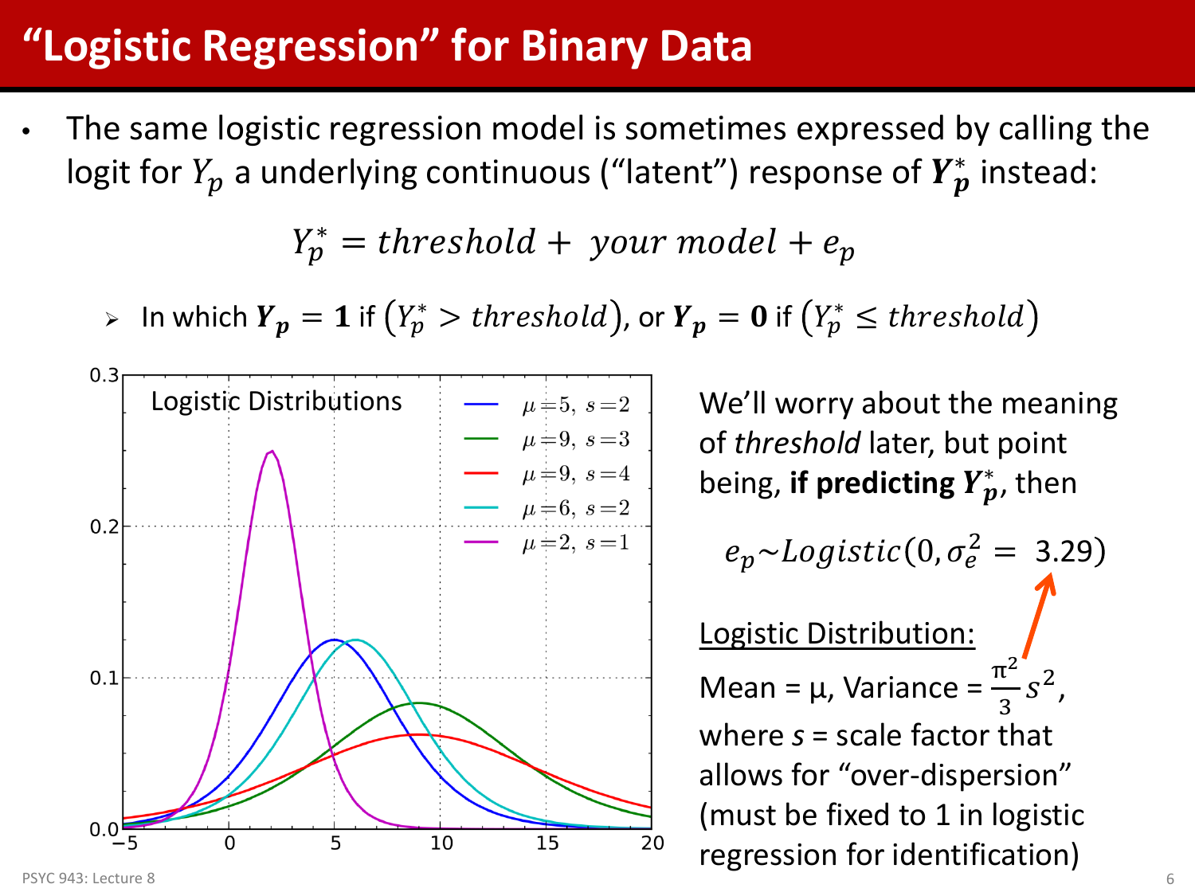# "Logistic Regression" for Binary Data

- The same logistic regression model is sometimes expressed by calling the logit for $Y_p$ a underlying continuous ("latent") response of $\boldsymbol{Y_p^*}$ instead:

$$Y_p^* = threshold + \ your \ model + e_p$$

  - In which $\boldsymbol{Y_p} = \mathbf{1}$ if $(Y_p^* > threshold)$, or $\boldsymbol{Y_p} = \mathbf{0}$ if $(Y_p^* \leq threshold)$

We'll worry about the meaning of *threshold* later, but point being, **if predicting $\boldsymbol{Y_p^*}$**, then

$$e_p \sim Logistic(0, \sigma_e^2 = 3.29)$$

<u>Logistic Distribution:</u>

Mean = μ, Variance = $\frac{\pi^2}{3} s^2$, where *s* = scale factor that allows for "over-dispersion" (must be fixed to 1 in logistic regression for identification)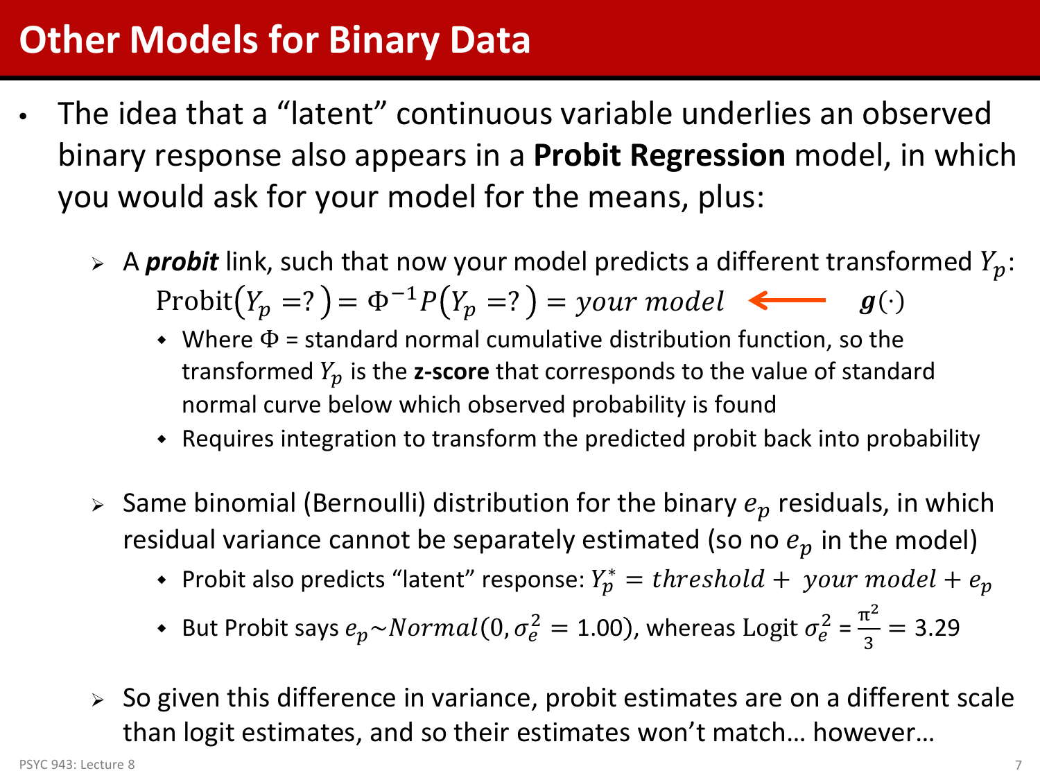# Other Models for Binary Data

- The idea that a "latent" continuous variable underlies an observed binary response also appears in a **Probit Regression** model, in which you would ask for your model for the means, plus:
  - A ***probit*** link, such that now your model predicts a different transformed $Y_p$: $\text{Probit}(Y_p = ?) = \Phi^{-1}P(Y_p = ?) = \textit{your model}$ ⟵ $\boldsymbol{g}(\cdot)$
    - Where $\Phi$ = standard normal cumulative distribution function, so the transformed $Y_p$ is the **z-score** that corresponds to the value of standard normal curve below which observed probability is found
    - Requires integration to transform the predicted probit back into probability
  - Same binomial (Bernoulli) distribution for the binary $e_p$ residuals, in which residual variance cannot be separately estimated (so no $e_p$ in the model)
    - Probit also predicts "latent" response: $Y_p^* = \textit{threshold} + \textit{your model} + e_p$
    - But Probit says $e_p \sim \textit{Normal}(0, \sigma_e^2 = 1.00)$, whereas Logit $\sigma_e^2 = \frac{\pi^2}{3} = 3.29$
  - So given this difference in variance, probit estimates are on a different scale than logit estimates, and so their estimates won't match… however…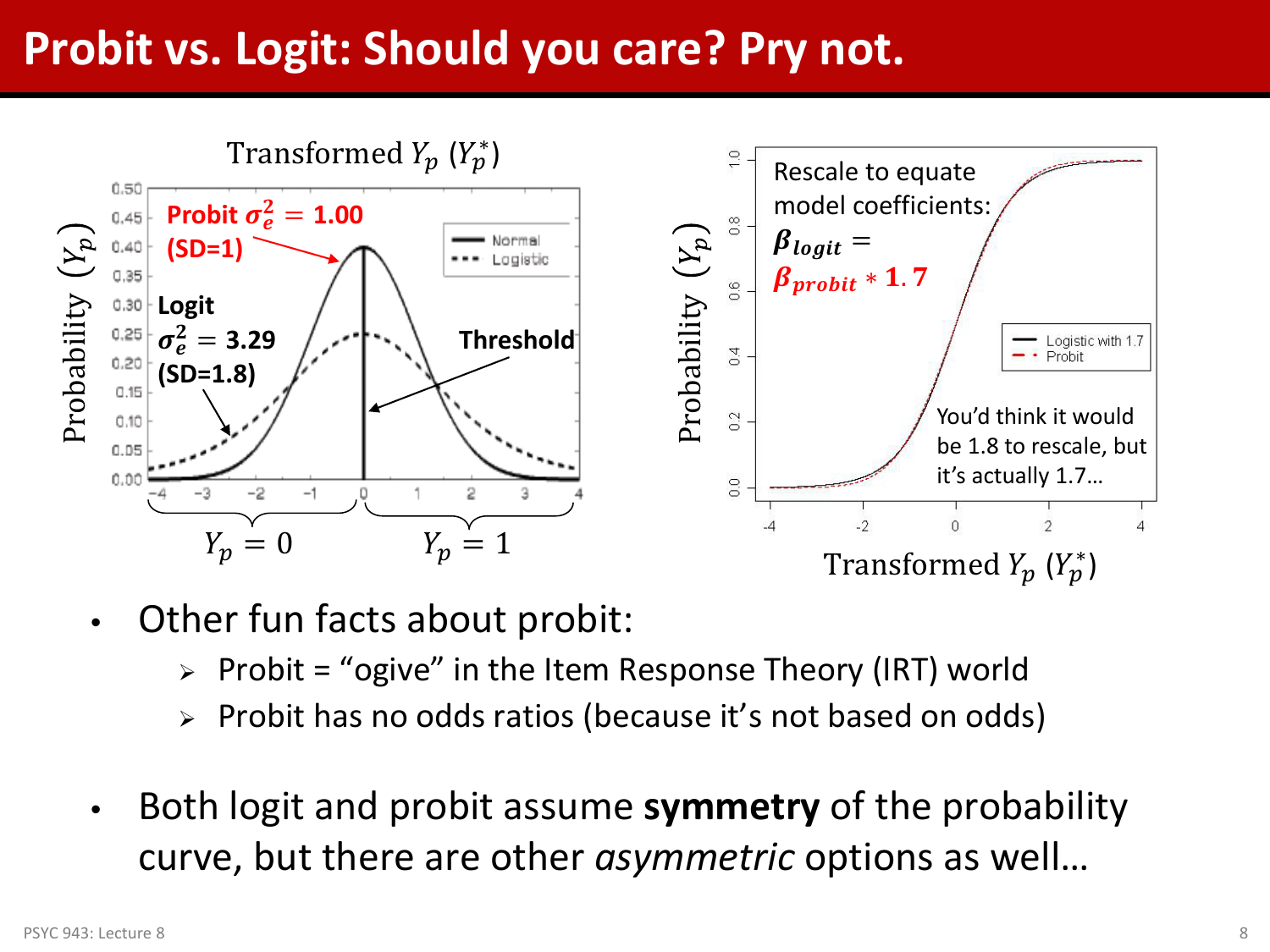# Probit vs. Logit: Should you care? Pry not.

Transformed $Y_p$ ($Y_p^*$)

Probit $\sigma_e^2 = 1.00$ (SD=1)

Logit $\sigma_e^2 = 3.29$ (SD=1.8)

Threshold

$Y_p = 0$ $Y_p = 1$

Rescale to equate model coefficients: $\beta_{logit} = \beta_{probit} * 1.7$

You'd think it would be 1.8 to rescale, but it's actually 1.7…

- Other fun facts about probit:
  - Probit = "ogive" in the Item Response Theory (IRT) world
  - Probit has no odds ratios (because it's not based on odds)

- Both logit and probit assume **symmetry** of the probability curve, but there are other *asymmetric* options as well…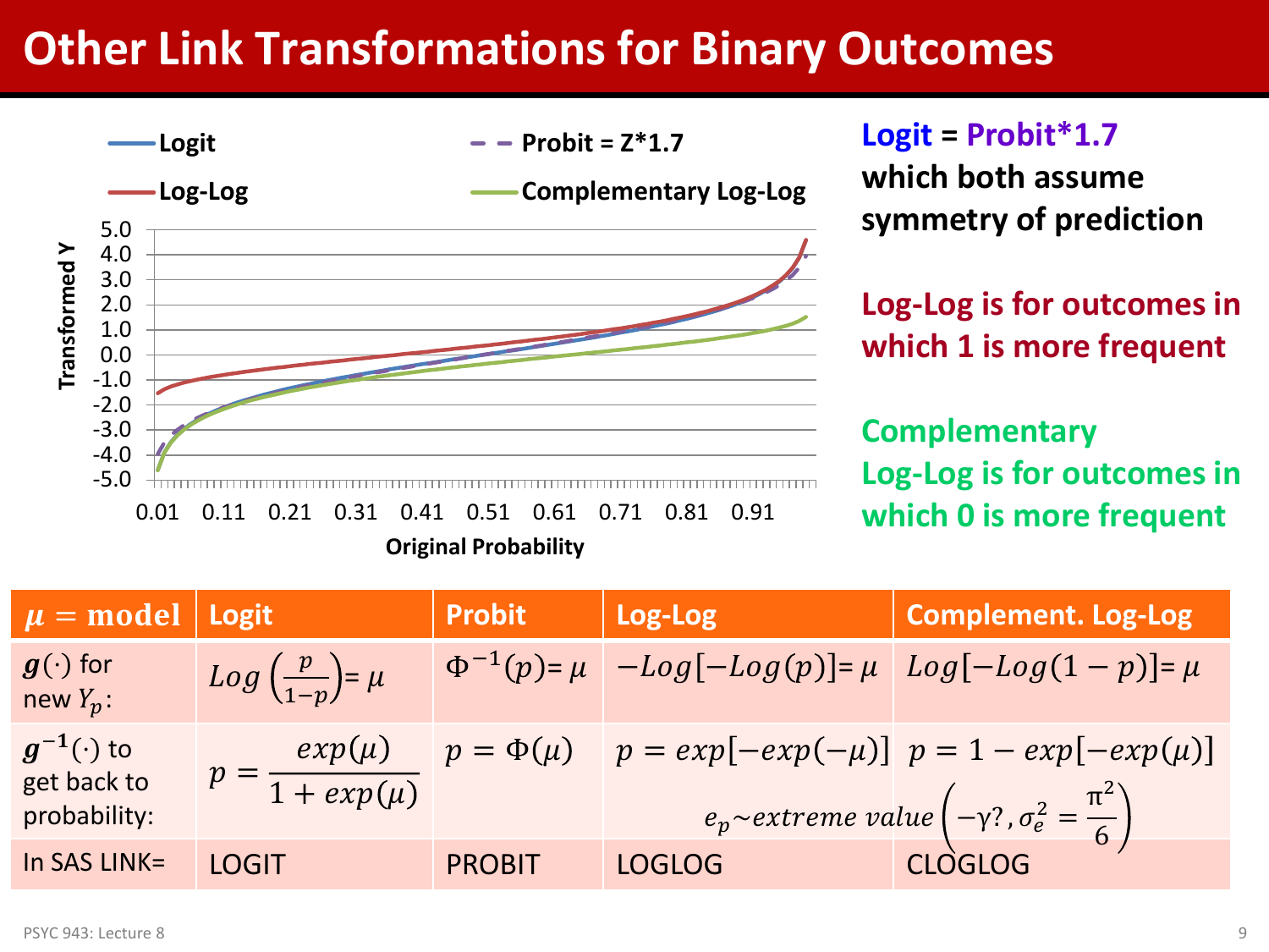# Other Link Transformations for Binary Outcomes

Legend: Logit; Probit = Z*1.7; Log-Log; Complementary Log-Log

Transformed Y (y-axis: -5.0 to 5.0)

Original Probability (x-axis: 0.01, 0.11, 0.21, 0.31, 0.41, 0.51, 0.61, 0.71, 0.81, 0.91)

**Logit = Probit*1.7 which both assume symmetry of prediction**

**Log-Log is for outcomes in which 1 is more frequent**

**Complementary Log-Log is for outcomes in which 0 is more frequent**

| $\mu$ = **model** | **Logit** | **Probit** | **Log-Log** | **Complement. Log-Log** |
|---|---|---|---|---|
| $g(\cdot)$ for new $Y_p$: | $Log\left(\frac{p}{1-p}\right) = \mu$ | $\Phi^{-1}(p) = \mu$ | $-Log[-Log(p)] = \mu$ | $Log[-Log(1-p)] = \mu$ |
| $g^{-1}(\cdot)$ to get back to probability: | $p = \frac{exp(\mu)}{1+exp(\mu)}$ | $p = \Phi(\mu)$ | $p = exp[-exp(-\mu)]$ | $p = 1 - exp[-exp(\mu)]$ |
| | | | $e_p \sim extreme\ value\left(-\gamma?, \sigma_e^2 = \frac{\pi^2}{6}\right)$ | |
| In SAS LINK= | LOGIT | PROBIT | LOGLOG | CLOGLOG |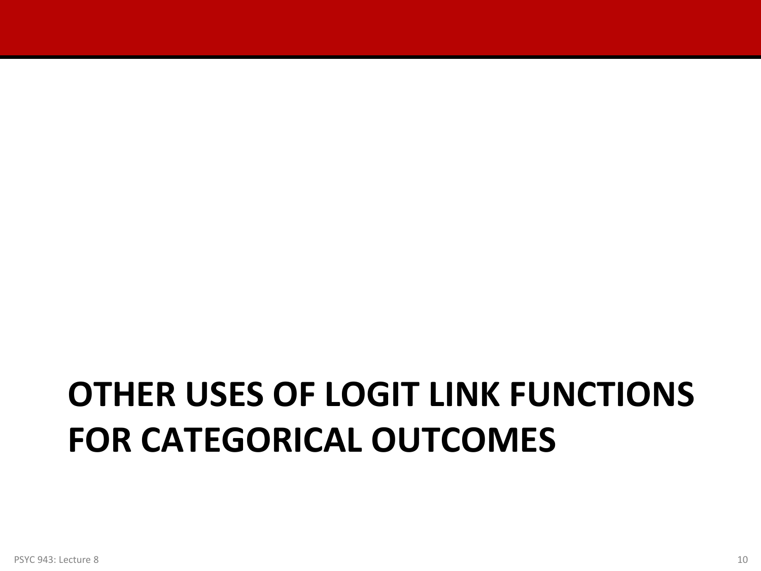# OTHER USES OF LOGIT LINK FUNCTIONS FOR CATEGORICAL OUTCOMES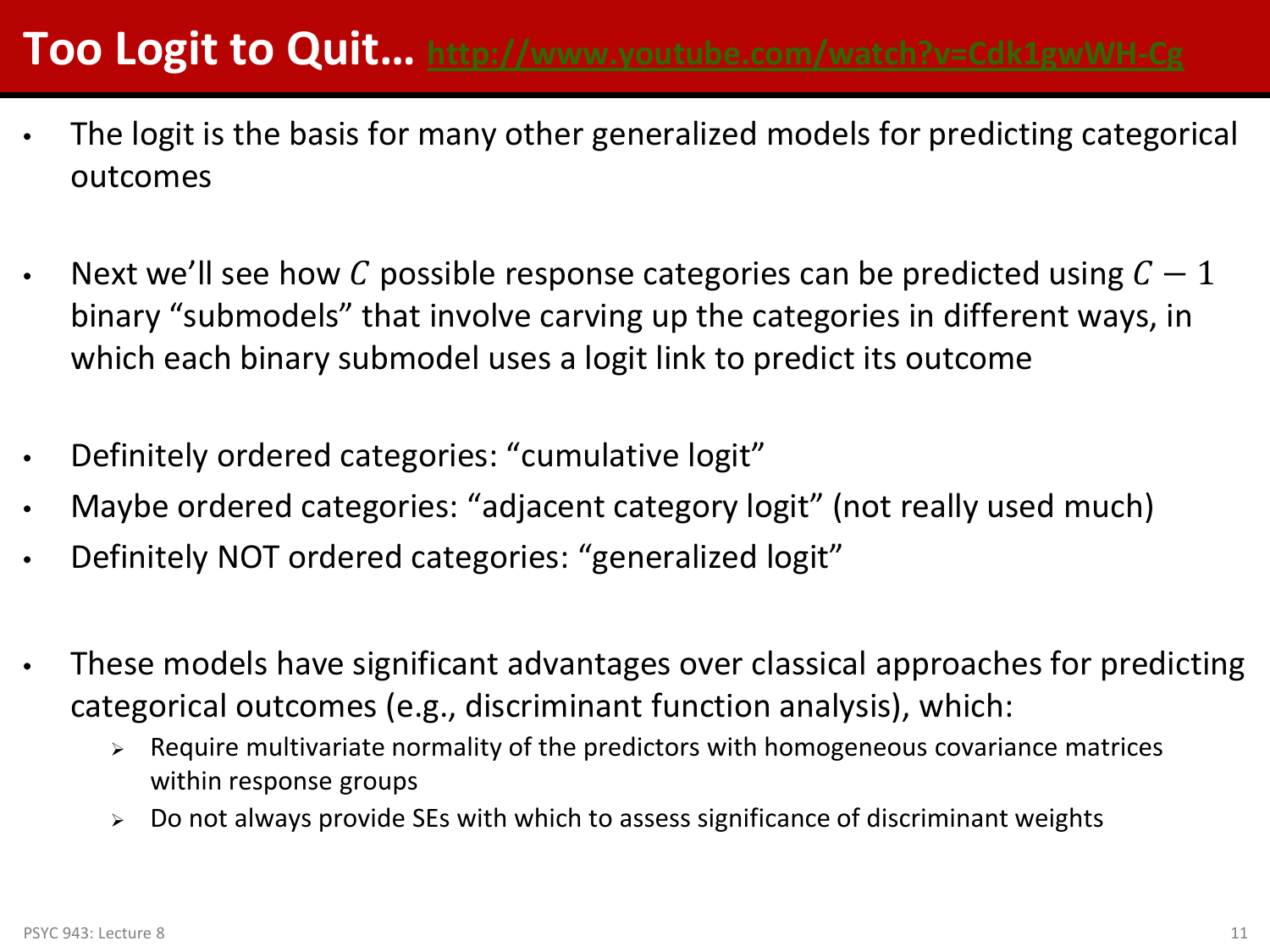# Too Logit to Quit… http://www.youtube.com/watch?v=Cdk1gwWH-Cg

- The logit is the basis for many other generalized models for predicting categorical outcomes

- Next we'll see how $C$ possible response categories can be predicted using $C - 1$ binary "submodels" that involve carving up the categories in different ways, in which each binary submodel uses a logit link to predict its outcome

- Definitely ordered categories: "cumulative logit"
- Maybe ordered categories: "adjacent category logit" (not really used much)
- Definitely NOT ordered categories: "generalized logit"

- These models have significant advantages over classical approaches for predicting categorical outcomes (e.g., discriminant function analysis), which:
  - Require multivariate normality of the predictors with homogeneous covariance matrices within response groups
  - Do not always provide SEs with which to assess significance of discriminant weights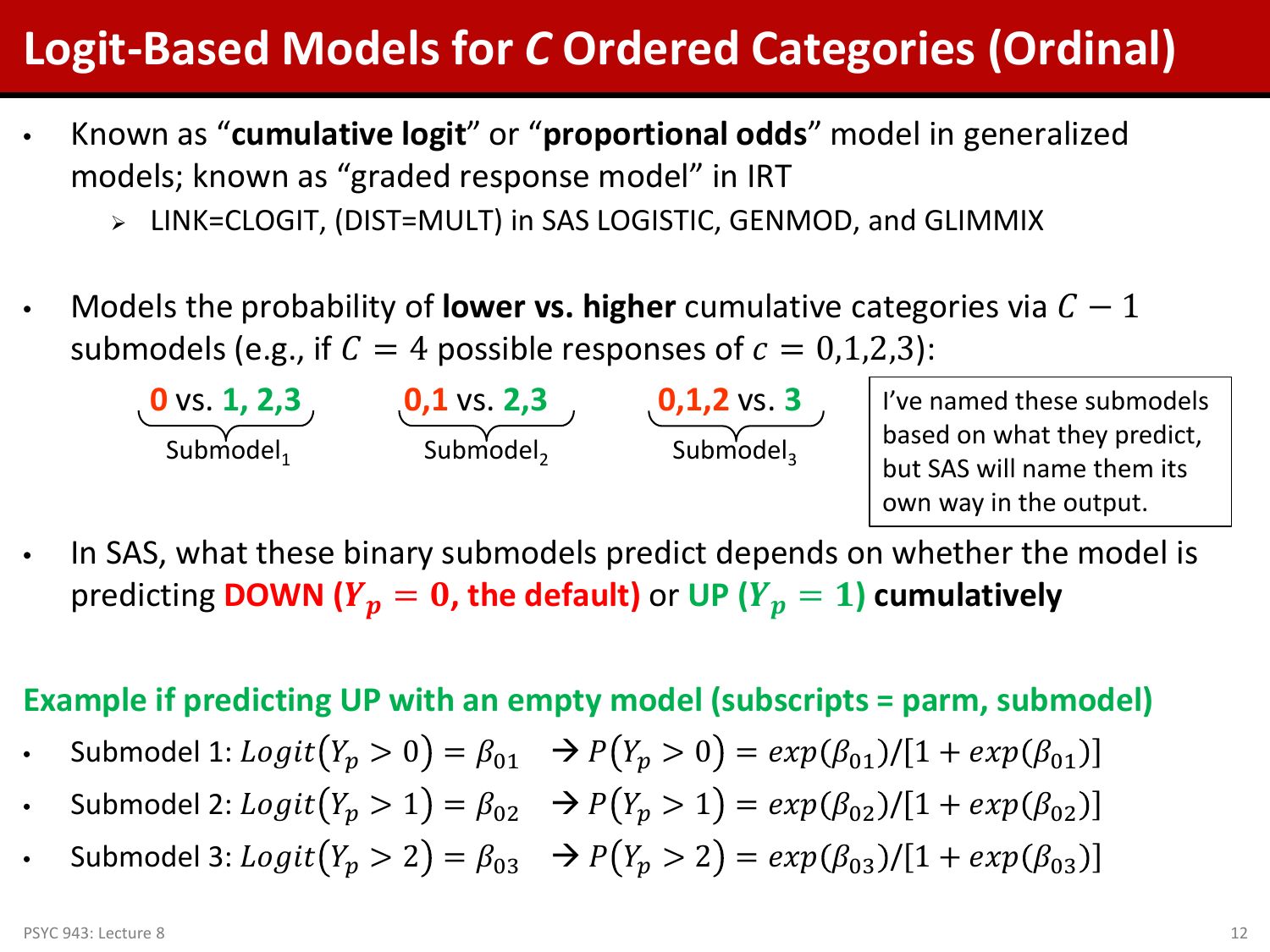# Logit-Based Models for *C* Ordered Categories (Ordinal)

- Known as "**cumulative logit**" or "**proportional odds**" model in generalized models; known as "graded response model" in IRT
  - LINK=CLOGIT, (DIST=MULT) in SAS LOGISTIC, GENMOD, and GLIMMIX

- Models the probability of **lower vs. higher** cumulative categories via $C-1$ submodels (e.g., if $C=4$ possible responses of $c=0,1,2,3$):

$$\underbrace{\textbf{0} \text{ vs. } \textbf{1, 2,3}}_{\text{Submodel}_1} \qquad \underbrace{\textbf{0,1} \text{ vs. } \textbf{2,3}}_{\text{Submodel}_2} \qquad \underbrace{\textbf{0,1,2} \text{ vs. } \textbf{3}}_{\text{Submodel}_3}$$

> I've named these submodels based on what they predict, but SAS will name them its own way in the output.

- In SAS, what these binary submodels predict depends on whether the model is predicting **DOWN ($Y_p = 0$, the default)** or **UP ($Y_p = 1$) cumulatively**

**Example if predicting UP with an empty model (subscripts = parm, submodel)**

- Submodel 1: $Logit(Y_p > 0) = \beta_{01} \quad \rightarrow P(Y_p > 0) = exp(\beta_{01})/[1 + exp(\beta_{01})]$
- Submodel 2: $Logit(Y_p > 1) = \beta_{02} \quad \rightarrow P(Y_p > 1) = exp(\beta_{02})/[1 + exp(\beta_{02})]$
- Submodel 3: $Logit(Y_p > 2) = \beta_{03} \quad \rightarrow P(Y_p > 2) = exp(\beta_{03})/[1 + exp(\beta_{03})]$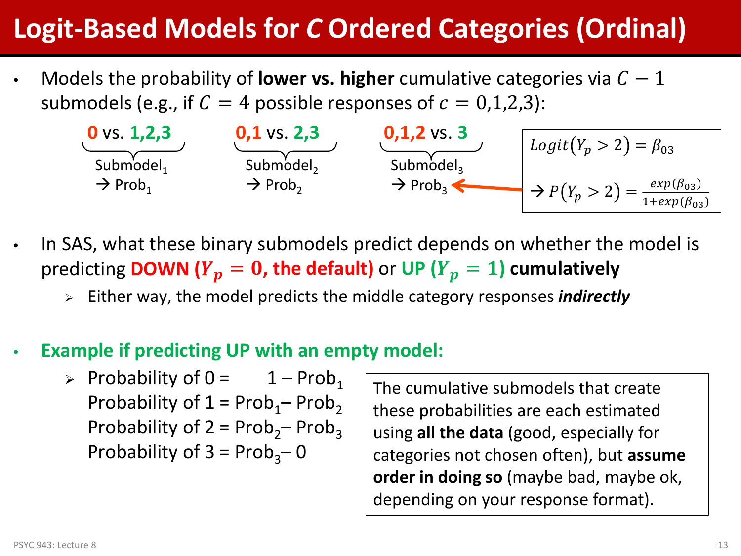# Logit-Based Models for *C* Ordered Categories (Ordinal)

- Models the probability of **lower vs. higher** cumulative categories via $C-1$ submodels (e.g., if $C=4$ possible responses of $c=0{,}1{,}2{,}3$):

  - **0** vs. **1,2,3** — Submodel$_1$ → Prob$_1$
  - **0,1** vs. **2,3** — Submodel$_2$ → Prob$_2$
  - **0,1,2** vs. **3** — Submodel$_3$ → Prob$_3$

  $$Logit(Y_p > 2) = \beta_{03}$$

  $$\rightarrow P(Y_p > 2) = \frac{exp(\beta_{03})}{1+exp(\beta_{03})}$$

- In SAS, what these binary submodels predict depends on whether the model is predicting **DOWN ($Y_p = 0$, the default)** or **UP ($Y_p = 1$) cumulatively**
  - Either way, the model predicts the middle category responses ***indirectly***

- **Example if predicting UP with an empty model:**
  - Probability of 0 = 1 – Prob$_1$
    Probability of 1 = Prob$_1$ – Prob$_2$
    Probability of 2 = Prob$_2$ – Prob$_3$
    Probability of 3 = Prob$_3$ – 0

The cumulative submodels that create these probabilities are each estimated using **all the data** (good, especially for categories not chosen often), but **assume order in doing so** (maybe bad, maybe ok, depending on your response format).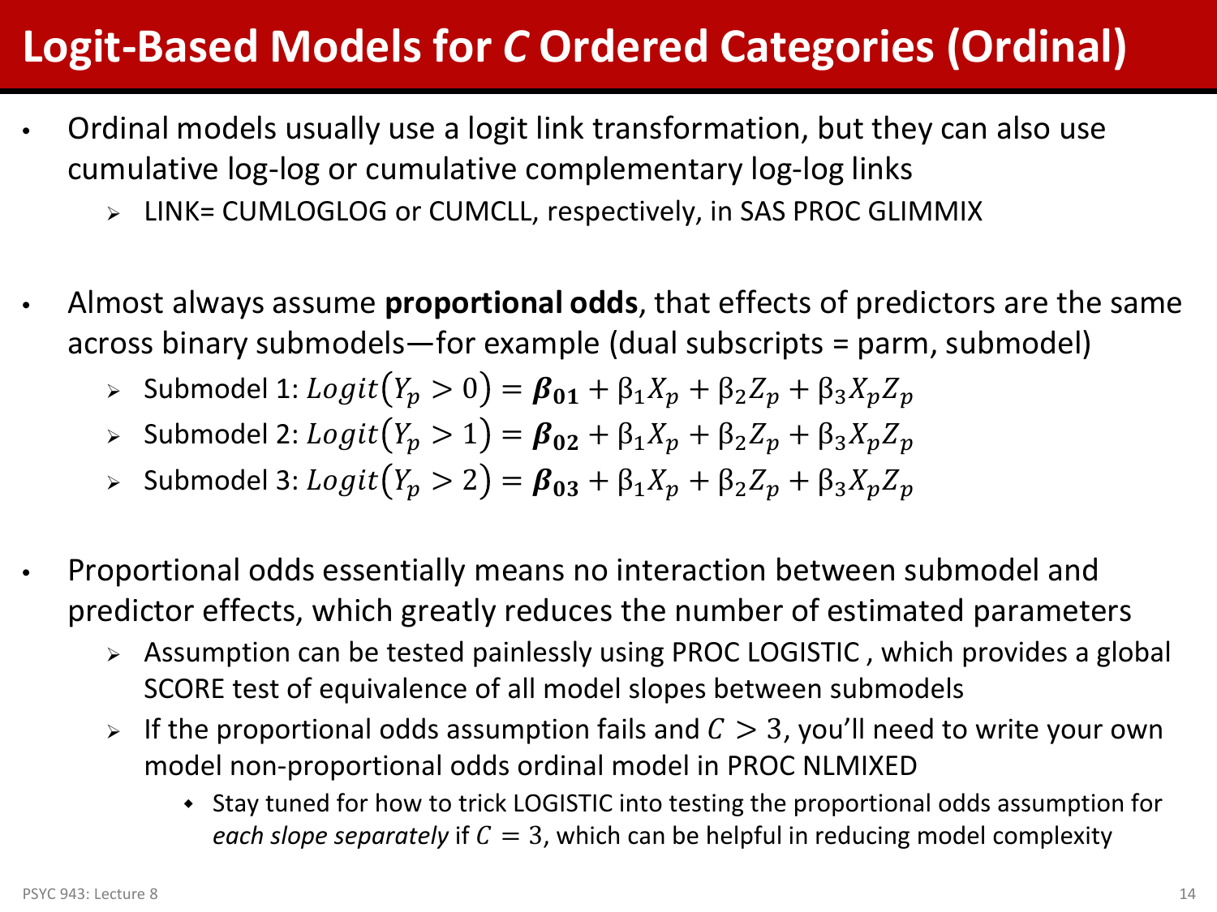# Logit-Based Models for *C* Ordered Categories (Ordinal)

- Ordinal models usually use a logit link transformation, but they can also use cumulative log-log or cumulative complementary log-log links
  - LINK= CUMLOGLOG or CUMCLL, respectively, in SAS PROC GLIMMIX

- Almost always assume **proportional odds**, that effects of predictors are the same across binary submodels—for example (dual subscripts = parm, submodel)
  - Submodel 1: $Logit(Y_p > 0) = \boldsymbol{\beta_{01}} + \beta_1 X_p + \beta_2 Z_p + \beta_3 X_p Z_p$
  - Submodel 2: $Logit(Y_p > 1) = \boldsymbol{\beta_{02}} + \beta_1 X_p + \beta_2 Z_p + \beta_3 X_p Z_p$
  - Submodel 3: $Logit(Y_p > 2) = \boldsymbol{\beta_{03}} + \beta_1 X_p + \beta_2 Z_p + \beta_3 X_p Z_p$

- Proportional odds essentially means no interaction between submodel and predictor effects, which greatly reduces the number of estimated parameters
  - Assumption can be tested painlessly using PROC LOGISTIC , which provides a global SCORE test of equivalence of all model slopes between submodels
  - If the proportional odds assumption fails and $C > 3$, you'll need to write your own model non-proportional odds ordinal model in PROC NLMIXED
    - Stay tuned for how to trick LOGISTIC into testing the proportional odds assumption for *each slope separately* if $C = 3$, which can be helpful in reducing model complexity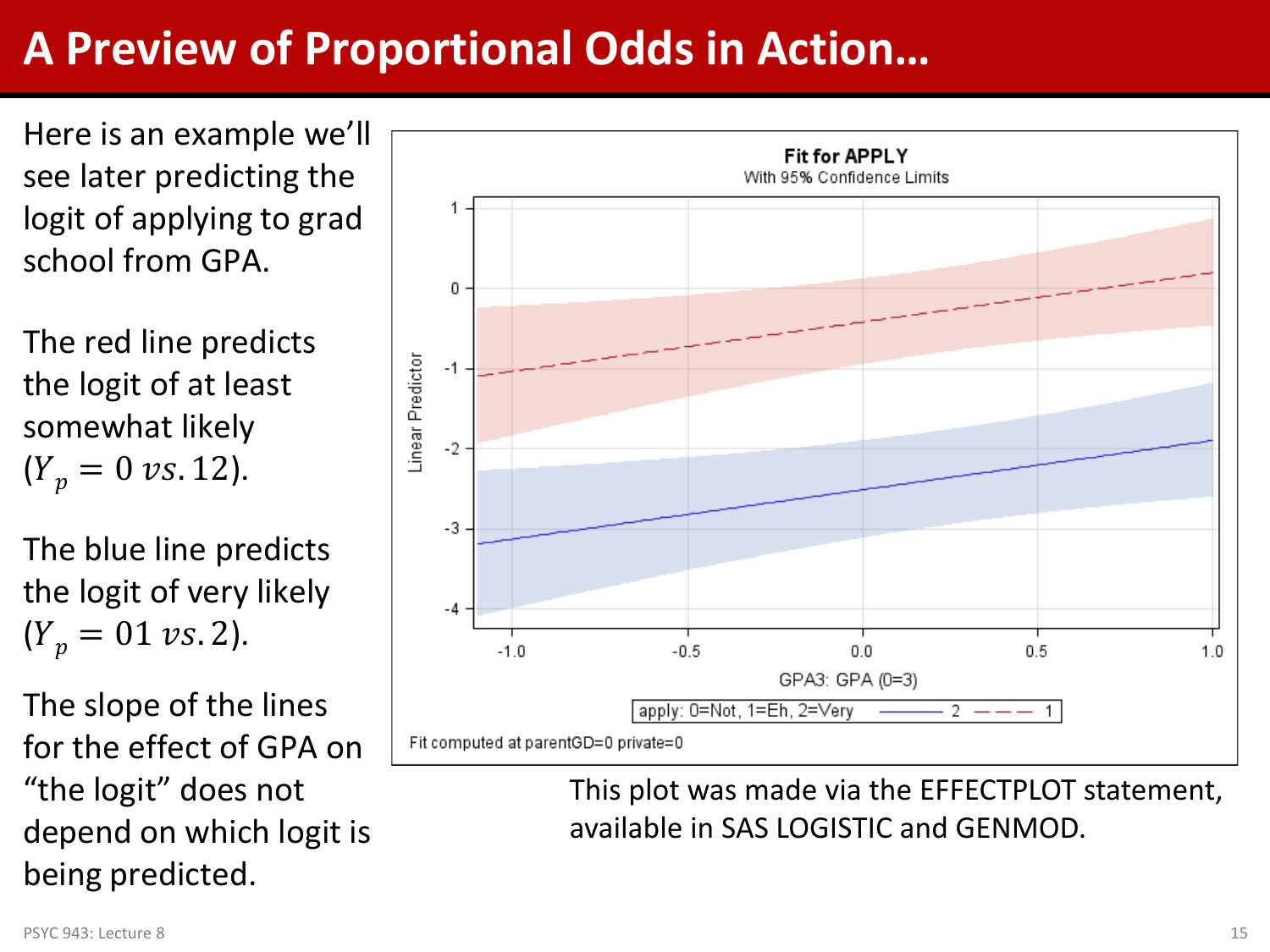# A Preview of Proportional Odds in Action…

Here is an example we'll see later predicting the logit of applying to grad school from GPA.

The red line predicts the logit of at least somewhat likely ($Y_p = 0\ vs. 12$).

The blue line predicts the logit of very likely ($Y_p = 01\ vs. 2$).

The slope of the lines for the effect of GPA on "the logit" does not depend on which logit is being predicted.

This plot was made via the EFFECTPLOT statement, available in SAS LOGISTIC and GENMOD.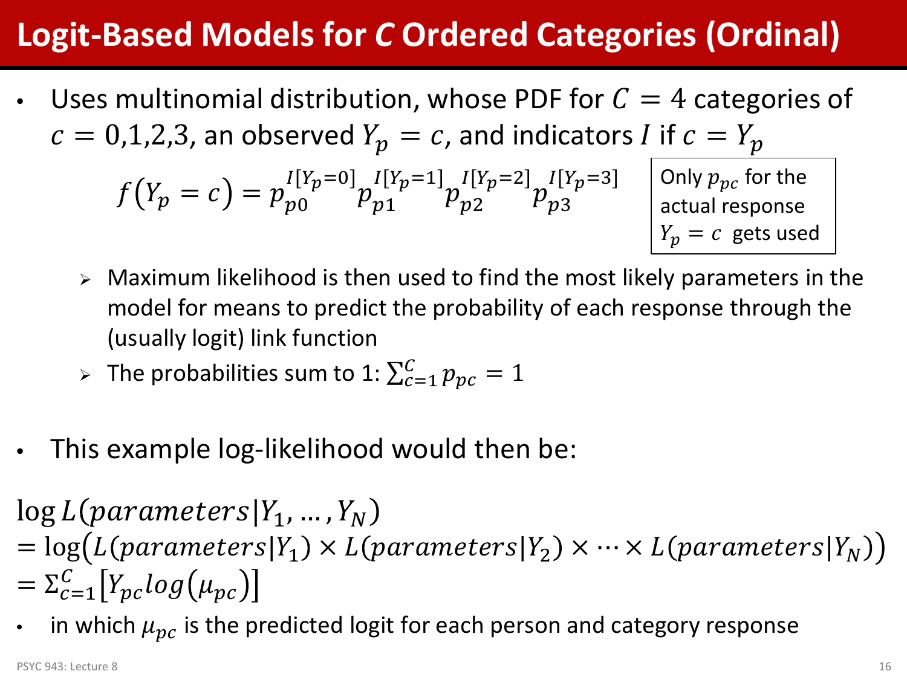# Logit-Based Models for *C* Ordered Categories (Ordinal)

- Uses multinomial distribution, whose PDF for $C = 4$ categories of $c = 0,1,2,3$, an observed $Y_p = c$, and indicators $I$ if $c = Y_p$

$$f(Y_p = c) = p_{p0}^{I[Y_p=0]} p_{p1}^{I[Y_p=1]} p_{p2}^{I[Y_p=2]} p_{p3}^{I[Y_p=3]}$$

Only $p_{pc}$ for the actual response $Y_p = c$ gets used

  - Maximum likelihood is then used to find the most likely parameters in the model for means to predict the probability of each response through the (usually logit) link function
  - The probabilities sum to 1: $\sum_{c=1}^{C} p_{pc} = 1$

- This example log-likelihood would then be:

$$\log L(parameters|Y_1, \ldots, Y_N)$$
$$= \log\big(L(parameters|Y_1) \times L(parameters|Y_2) \times \cdots \times L(parameters|Y_N)\big)$$
$$= \Sigma_{c=1}^{C}\left[Y_{pc} log\left(\mu_{pc}\right)\right]$$

- in which $\mu_{pc}$ is the predicted logit for each person and category response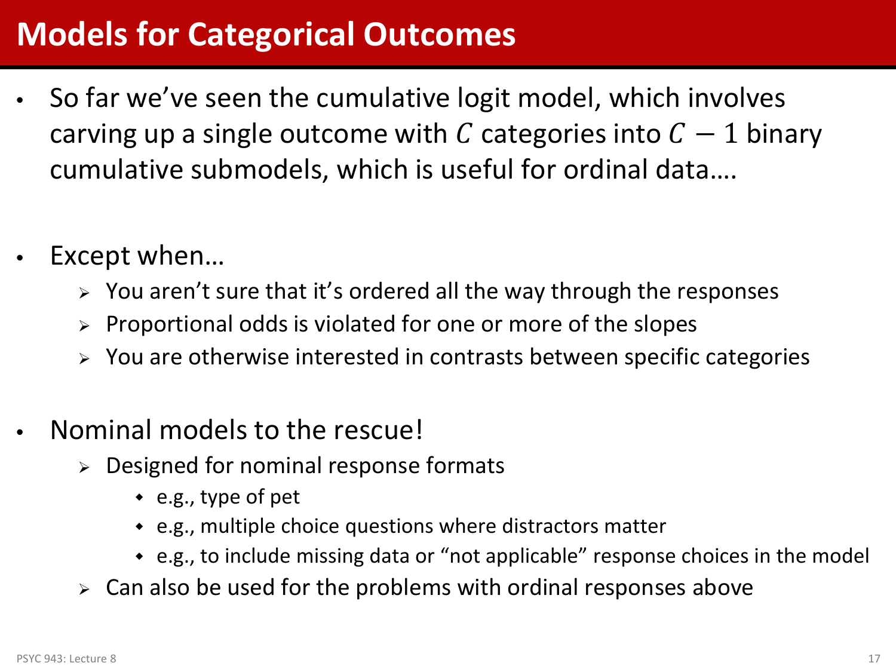# Models for Categorical Outcomes

- So far we've seen the cumulative logit model, which involves carving up a single outcome with $C$ categories into $C - 1$ binary cumulative submodels, which is useful for ordinal data….

- Except when…
  - You aren't sure that it's ordered all the way through the responses
  - Proportional odds is violated for one or more of the slopes
  - You are otherwise interested in contrasts between specific categories

- Nominal models to the rescue!
  - Designed for nominal response formats
    - e.g., type of pet
    - e.g., multiple choice questions where distractors matter
    - e.g., to include missing data or "not applicable" response choices in the model
  - Can also be used for the problems with ordinal responses above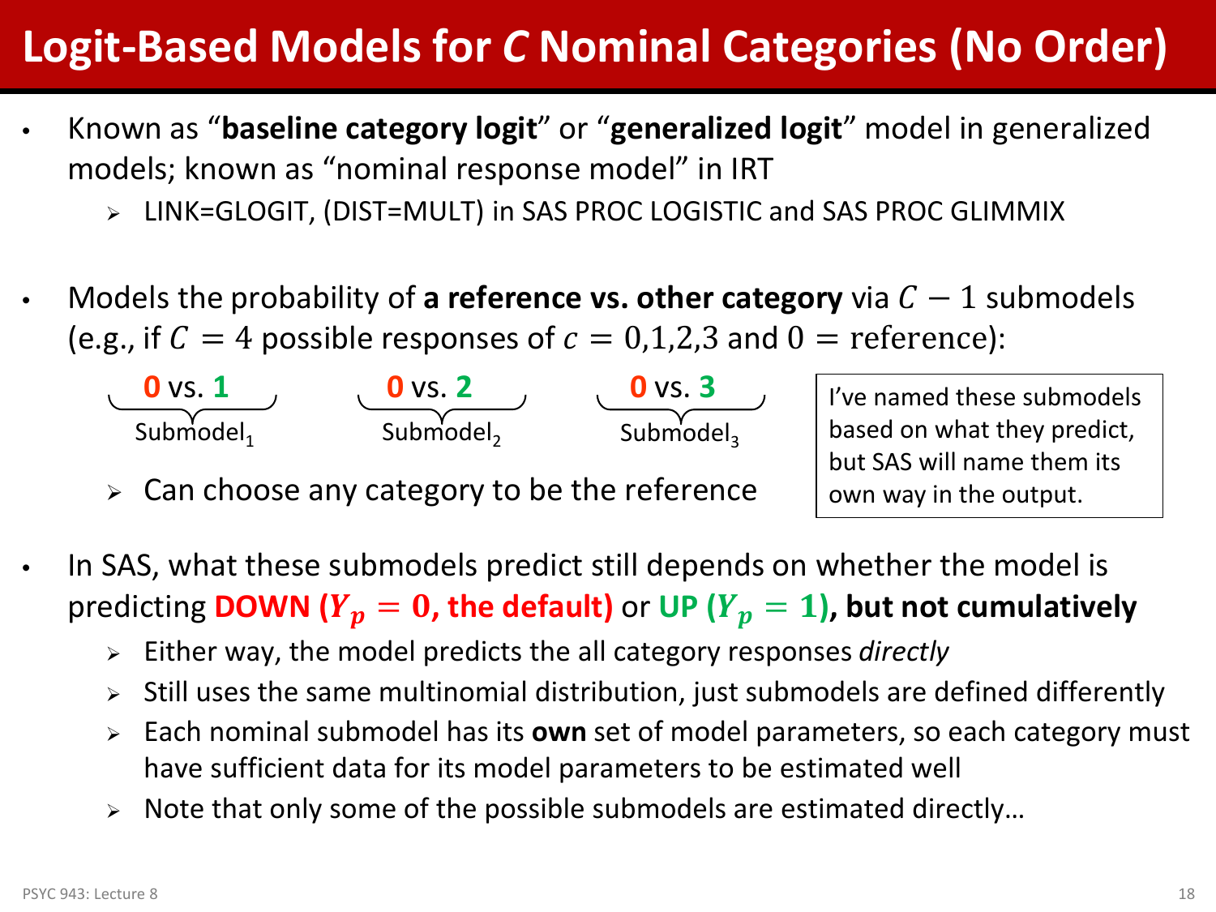# Logit-Based Models for *C* Nominal Categories (No Order)

- Known as "**baseline category logit**" or "**generalized logit**" model in generalized models; known as "nominal response model" in IRT
  - LINK=GLOGIT, (DIST=MULT) in SAS PROC LOGISTIC and SAS PROC GLIMMIX

- Models the probability of **a reference vs. other category** via $C - 1$ submodels (e.g., if $C = 4$ possible responses of $c = 0{,}1{,}2{,}3$ and $0 = \text{reference}$):

  **0** vs. **1** (Submodel$_1$) &nbsp;&nbsp;&nbsp; **0** vs. **2** (Submodel$_2$) &nbsp;&nbsp;&nbsp; **0** vs. **3** (Submodel$_3$)

  - Can choose any category to be the reference

  I've named these submodels based on what they predict, but SAS will name them its own way in the output.

- In SAS, what these submodels predict still depends on whether the model is predicting **DOWN ($Y_p = 0$, the default)** or **UP ($Y_p = 1$)**, **but not cumulatively**
  - Either way, the model predicts the all category responses *directly*
  - Still uses the same multinomial distribution, just submodels are defined differently
  - Each nominal submodel has its **own** set of model parameters, so each category must have sufficient data for its model parameters to be estimated well
  - Note that only some of the possible submodels are estimated directly…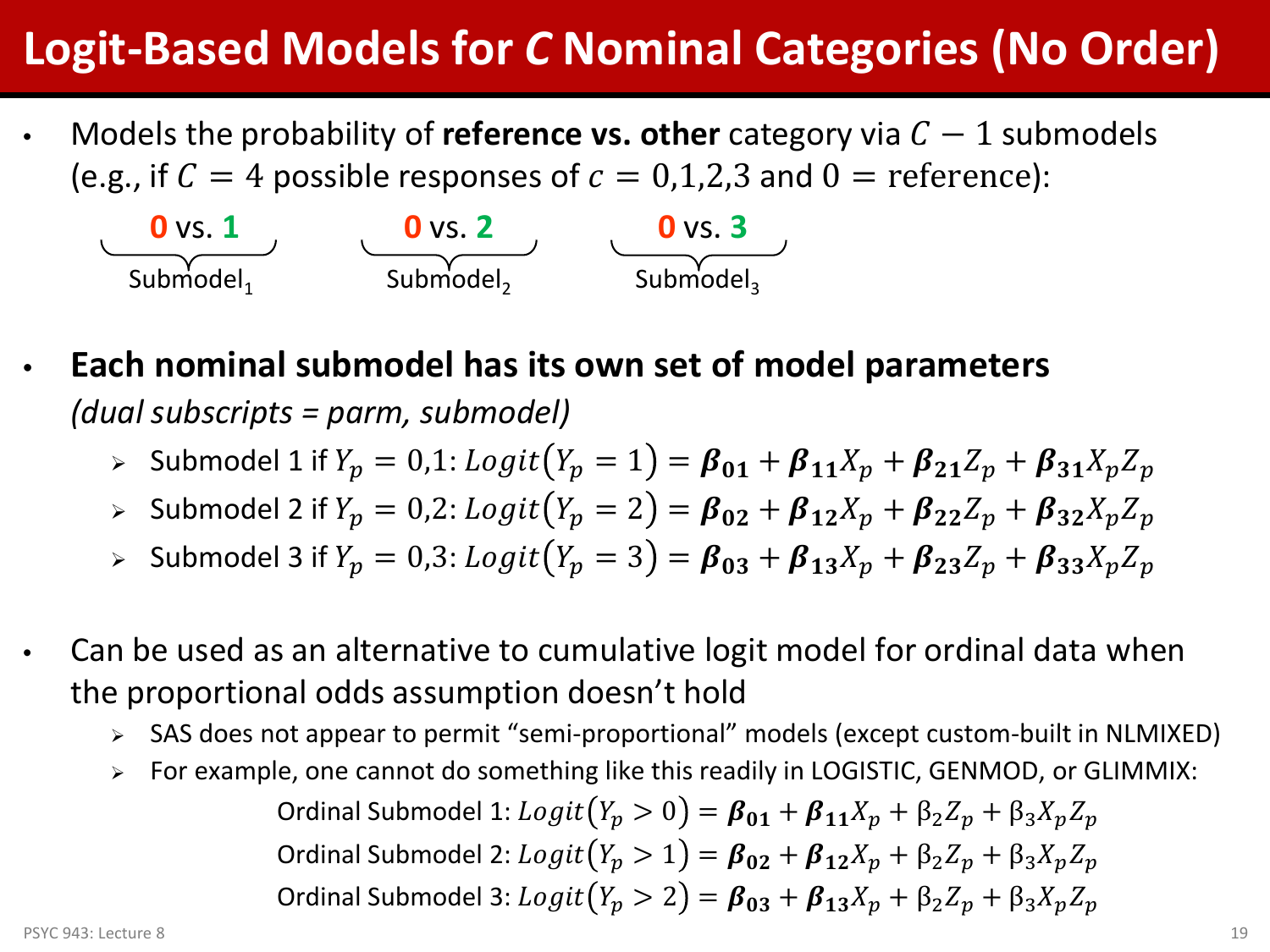# Logit-Based Models for *C* Nominal Categories (No Order)

- Models the probability of **reference vs. other** category via $C - 1$ submodels (e.g., if $C = 4$ possible responses of $c = 0{,}1{,}2{,}3$ and $0 = \text{reference}$):

$$\underbrace{\textbf{0} \text{ vs. } \textbf{1}}_{\text{Submodel}_1} \qquad \underbrace{\textbf{0} \text{ vs. } \textbf{2}}_{\text{Submodel}_2} \qquad \underbrace{\textbf{0} \text{ vs. } \textbf{3}}_{\text{Submodel}_3}$$

- **Each nominal submodel has its own set of model parameters** *(dual subscripts = parm, submodel)*
  - Submodel 1 if $Y_p = 0{,}1$: $Logit(Y_p = 1) = \boldsymbol{\beta_{01}} + \boldsymbol{\beta_{11}}X_p + \boldsymbol{\beta_{21}}Z_p + \boldsymbol{\beta_{31}}X_pZ_p$
  - Submodel 2 if $Y_p = 0{,}2$: $Logit(Y_p = 2) = \boldsymbol{\beta_{02}} + \boldsymbol{\beta_{12}}X_p + \boldsymbol{\beta_{22}}Z_p + \boldsymbol{\beta_{32}}X_pZ_p$
  - Submodel 3 if $Y_p = 0{,}3$: $Logit(Y_p = 3) = \boldsymbol{\beta_{03}} + \boldsymbol{\beta_{13}}X_p + \boldsymbol{\beta_{23}}Z_p + \boldsymbol{\beta_{33}}X_pZ_p$

- Can be used as an alternative to cumulative logit model for ordinal data when the proportional odds assumption doesn't hold
  - SAS does not appear to permit "semi-proportional" models (except custom-built in NLMIXED)
  - For example, one cannot do something like this readily in LOGISTIC, GENMOD, or GLIMMIX:

Ordinal Submodel 1: $Logit(Y_p > 0) = \boldsymbol{\beta_{01}} + \boldsymbol{\beta_{11}}X_p + \beta_2 Z_p + \beta_3 X_pZ_p$

Ordinal Submodel 2: $Logit(Y_p > 1) = \boldsymbol{\beta_{02}} + \boldsymbol{\beta_{12}}X_p + \beta_2 Z_p + \beta_3 X_pZ_p$

Ordinal Submodel 3: $Logit(Y_p > 2) = \boldsymbol{\beta_{03}} + \boldsymbol{\beta_{13}}X_p + \beta_2 Z_p + \beta_3 X_pZ_p$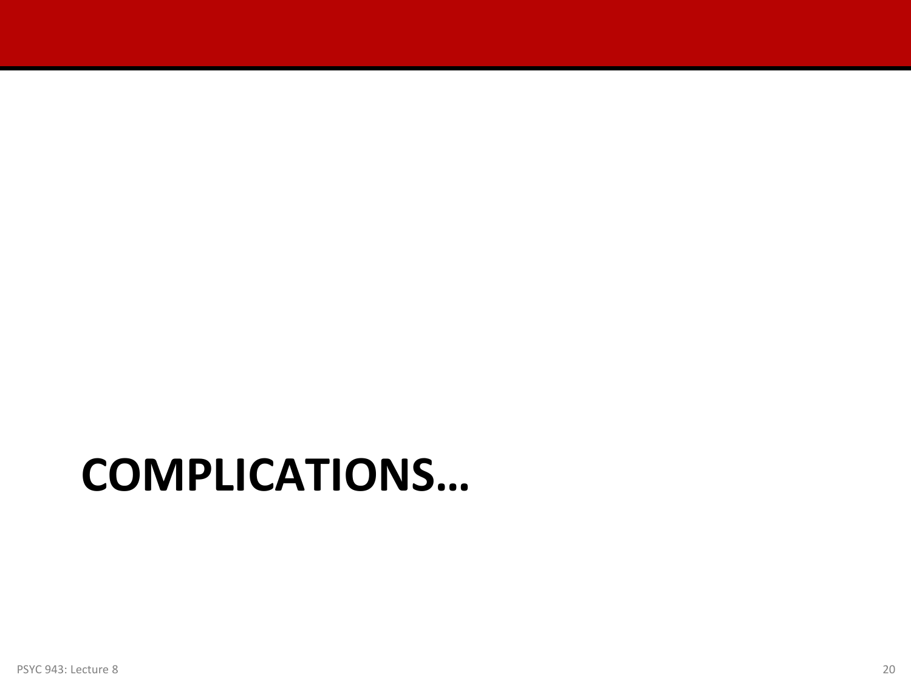# COMPLICATIONS…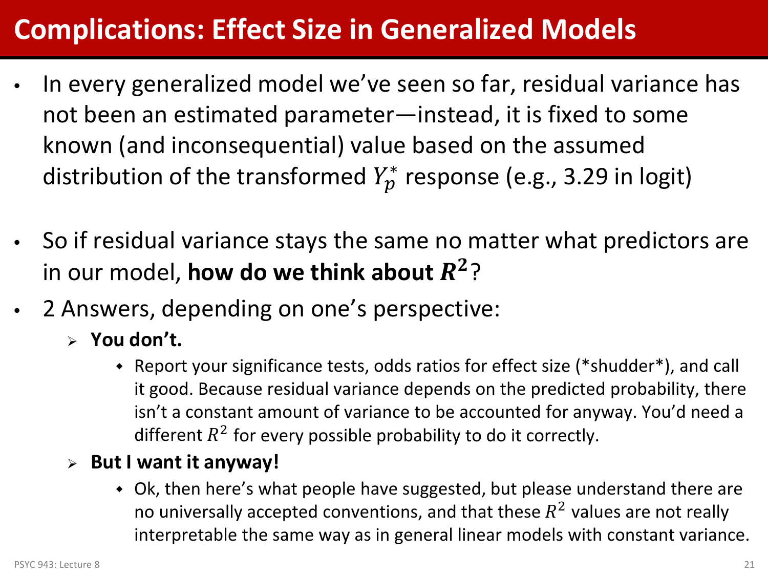# Complications: Effect Size in Generalized Models

- In every generalized model we've seen so far, residual variance has not been an estimated parameter—instead, it is fixed to some known (and inconsequential) value based on the assumed distribution of the transformed $Y_p^*$ response (e.g., 3.29 in logit)

- So if residual variance stays the same no matter what predictors are in our model, **how do we think about $R^2$**?
- 2 Answers, depending on one's perspective:
  - **You don't.**
    - Report your significance tests, odds ratios for effect size (*shudder*), and call it good. Because residual variance depends on the predicted probability, there isn't a constant amount of variance to be accounted for anyway. You'd need a different $R^2$ for every possible probability to do it correctly.
  - **But I want it anyway!**
    - Ok, then here's what people have suggested, but please understand there are no universally accepted conventions, and that these $R^2$ values are not really interpretable the same way as in general linear models with constant variance.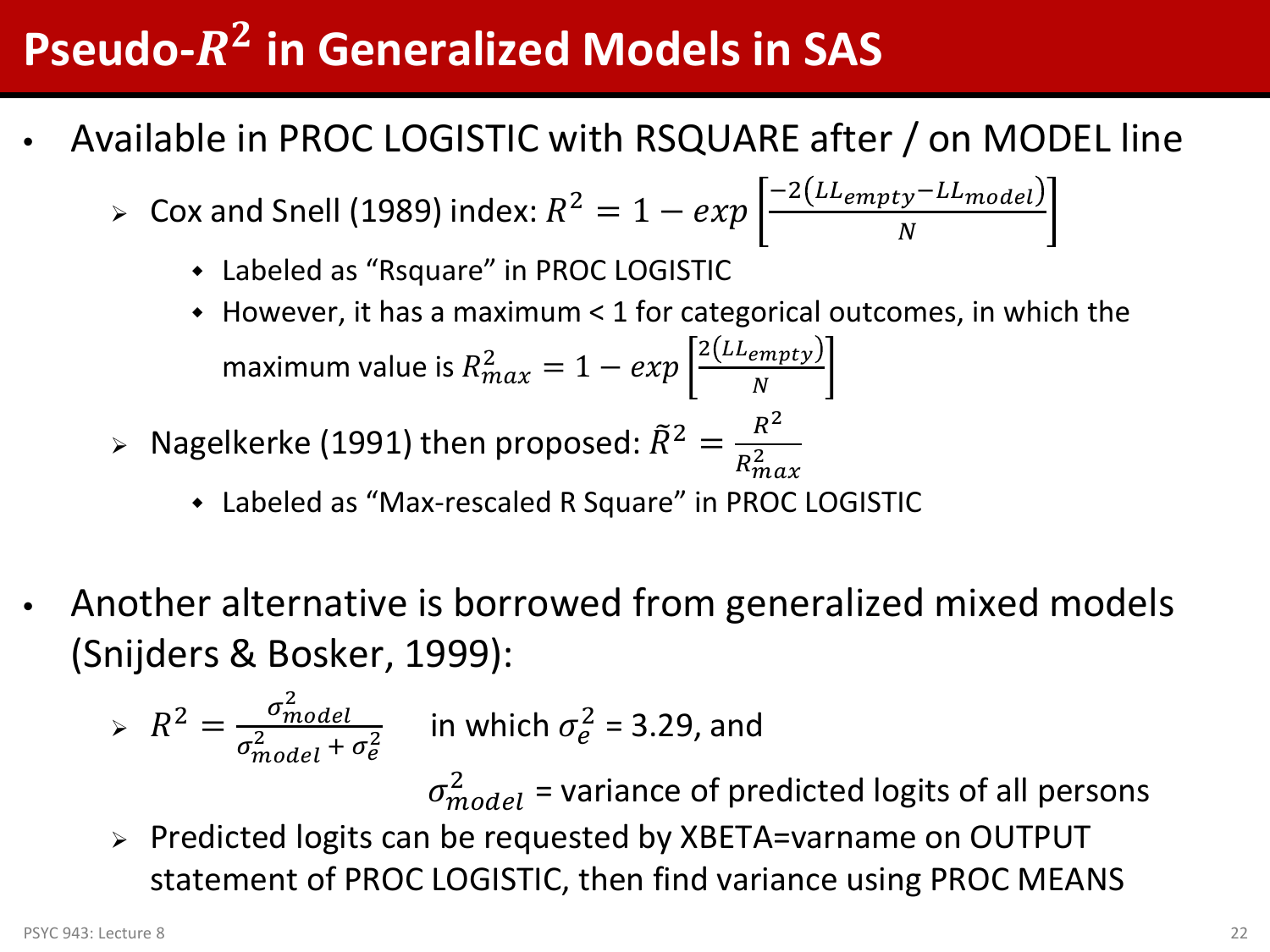# Pseudo-$R^2$ in Generalized Models in SAS

- Available in PROC LOGISTIC with RSQUARE after / on MODEL line
  - Cox and Snell (1989) index: $R^2 = 1 - exp\left[\frac{-2(LL_{empty} - LL_{model})}{N}\right]$
    - Labeled as "Rsquare" in PROC LOGISTIC
    - However, it has a maximum < 1 for categorical outcomes, in which the maximum value is $R^2_{max} = 1 - exp\left[\frac{2(LL_{empty})}{N}\right]$
  - Nagelkerke (1991) then proposed: $\tilde{R}^2 = \frac{R^2}{R^2_{max}}$
    - Labeled as "Max-rescaled R Square" in PROC LOGISTIC

- Another alternative is borrowed from generalized mixed models (Snijders & Bosker, 1999):
  - $R^2 = \frac{\sigma^2_{model}}{\sigma^2_{model} + \sigma^2_e}$ in which $\sigma^2_e$ = 3.29, and $\sigma^2_{model}$ = variance of predicted logits of all persons
  - Predicted logits can be requested by XBETA=varname on OUTPUT statement of PROC LOGISTIC, then find variance using PROC MEANS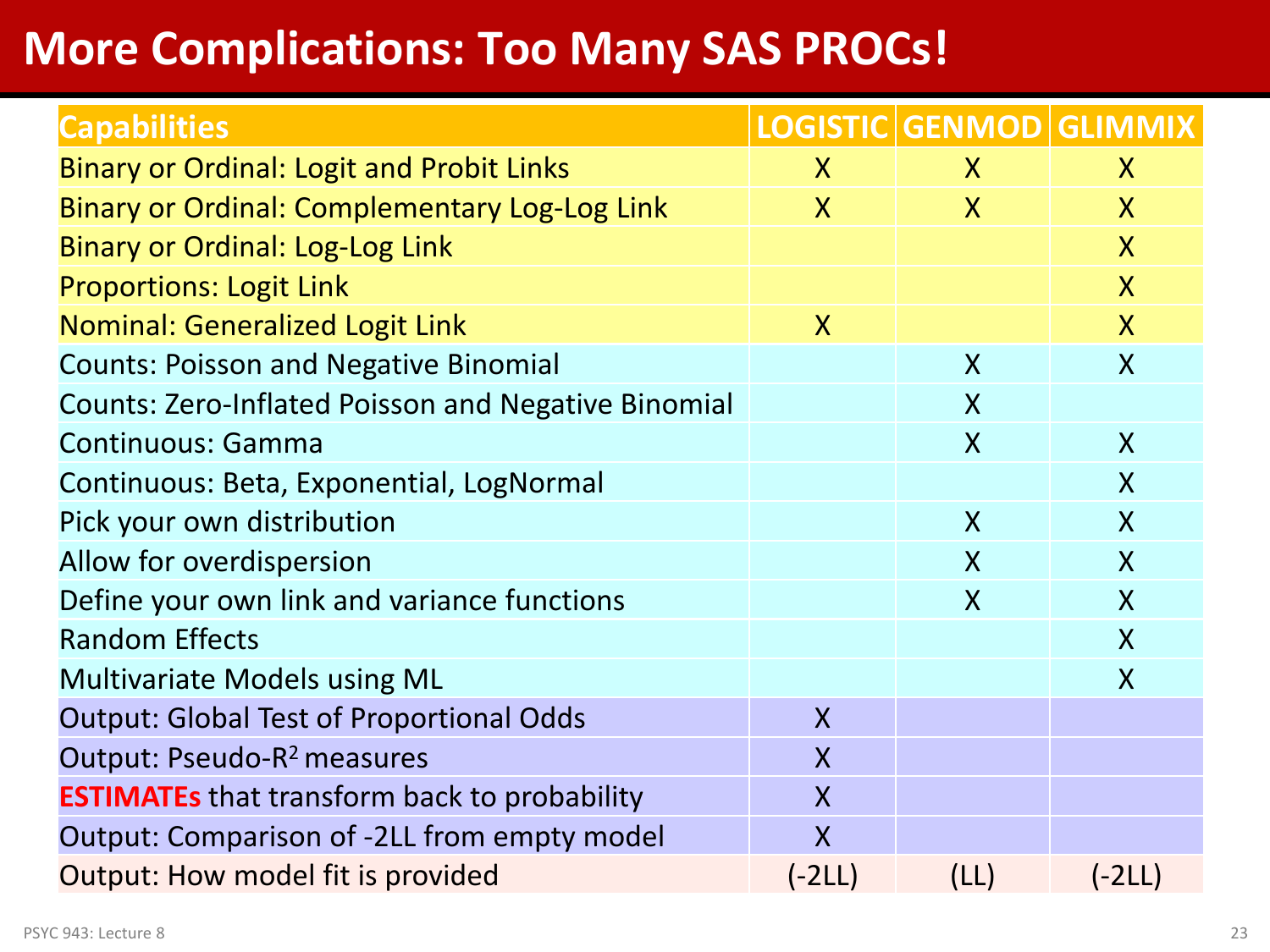# More Complications: Too Many SAS PROCs!

| Capabilities | LOGISTIC | GENMOD | GLIMMIX |
|---|---|---|---|
| Binary or Ordinal: Logit and Probit Links | X | X | X |
| Binary or Ordinal: Complementary Log-Log Link | X | X | X |
| Binary or Ordinal: Log-Log Link | | | X |
| Proportions: Logit Link | | | X |
| Nominal: Generalized Logit Link | X | | X |
| Counts: Poisson and Negative Binomial | | X | X |
| Counts: Zero-Inflated Poisson and Negative Binomial | | X | |
| Continuous: Gamma | | X | X |
| Continuous: Beta, Exponential, LogNormal | | | X |
| Pick your own distribution | | X | X |
| Allow for overdispersion | | X | X |
| Define your own link and variance functions | | X | X |
| Random Effects | | | X |
| Multivariate Models using ML | | | X |
| Output: Global Test of Proportional Odds | X | | |
| Output: Pseudo-$R^2$ measures | X | | |
| **ESTIMATEs** that transform back to probability | X | | |
| Output: Comparison of -2LL from empty model | X | | |
| Output: How model fit is provided | (-2LL) | (LL) | (-2LL) |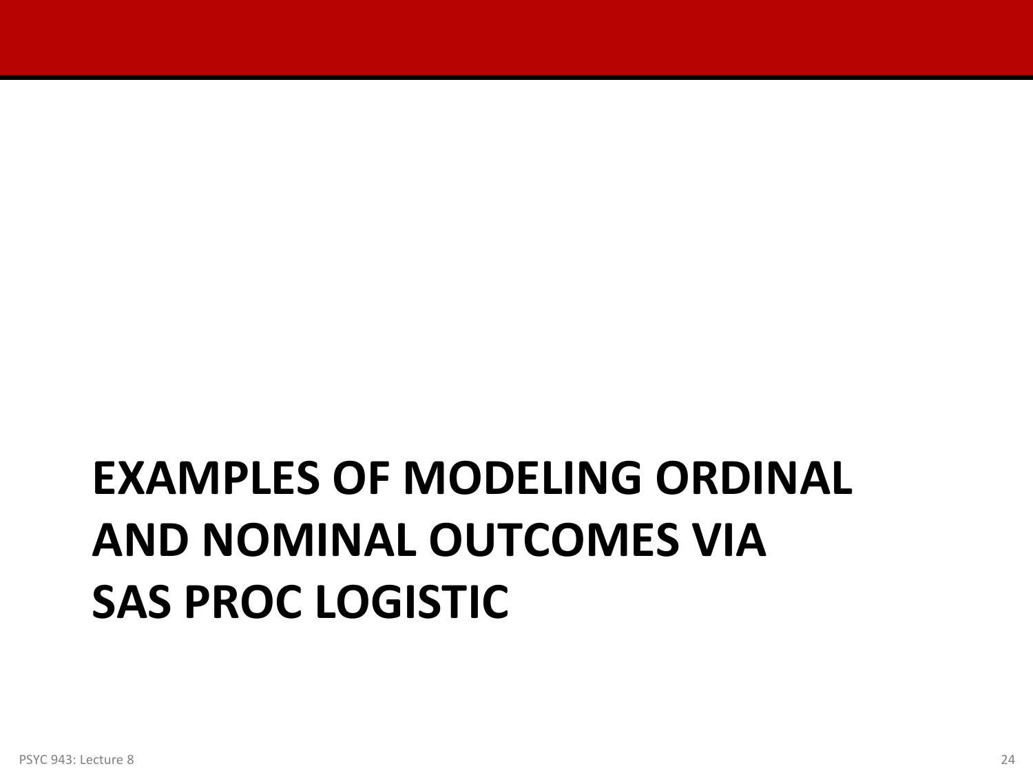# EXAMPLES OF MODELING ORDINAL AND NOMINAL OUTCOMES VIA SAS PROC LOGISTIC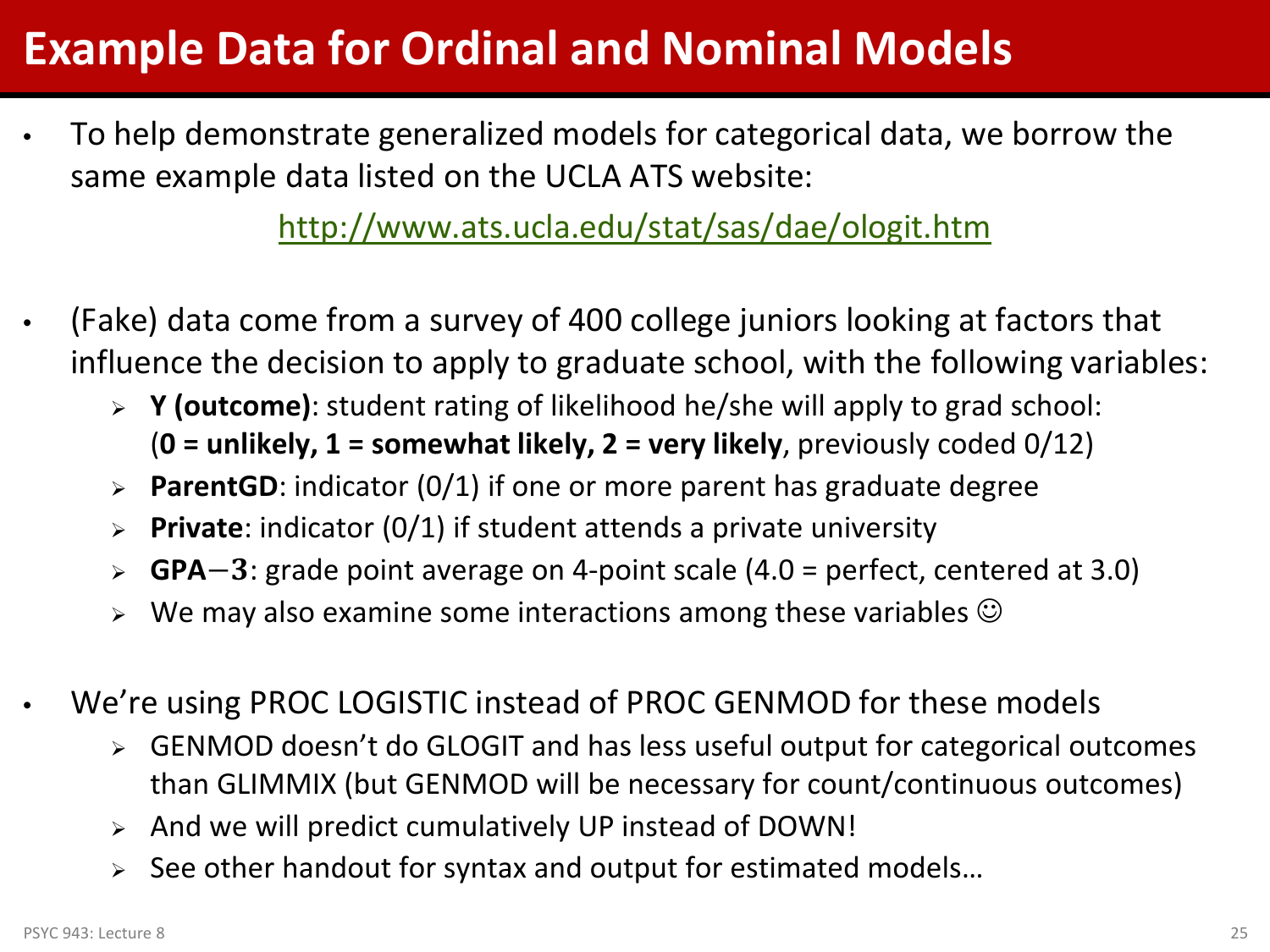# Example Data for Ordinal and Nominal Models

- To help demonstrate generalized models for categorical data, we borrow the same example data listed on the UCLA ATS website:

  http://www.ats.ucla.edu/stat/sas/dae/ologit.htm

- (Fake) data come from a survey of 400 college juniors looking at factors that influence the decision to apply to graduate school, with the following variables:
  - **Y (outcome)**: student rating of likelihood he/she will apply to grad school: (**0 = unlikely, 1 = somewhat likely, 2 = very likely**, previously coded 0/12)
  - **ParentGD**: indicator (0/1) if one or more parent has graduate degree
  - **Private**: indicator (0/1) if student attends a private university
  - **GPA−3**: grade point average on 4-point scale (4.0 = perfect, centered at 3.0)
  - We may also examine some interactions among these variables ☺

- We're using PROC LOGISTIC instead of PROC GENMOD for these models
  - GENMOD doesn't do GLOGIT and has less useful output for categorical outcomes than GLIMMIX (but GENMOD will be necessary for count/continuous outcomes)
  - And we will predict cumulatively UP instead of DOWN!
  - See other handout for syntax and output for estimated models…